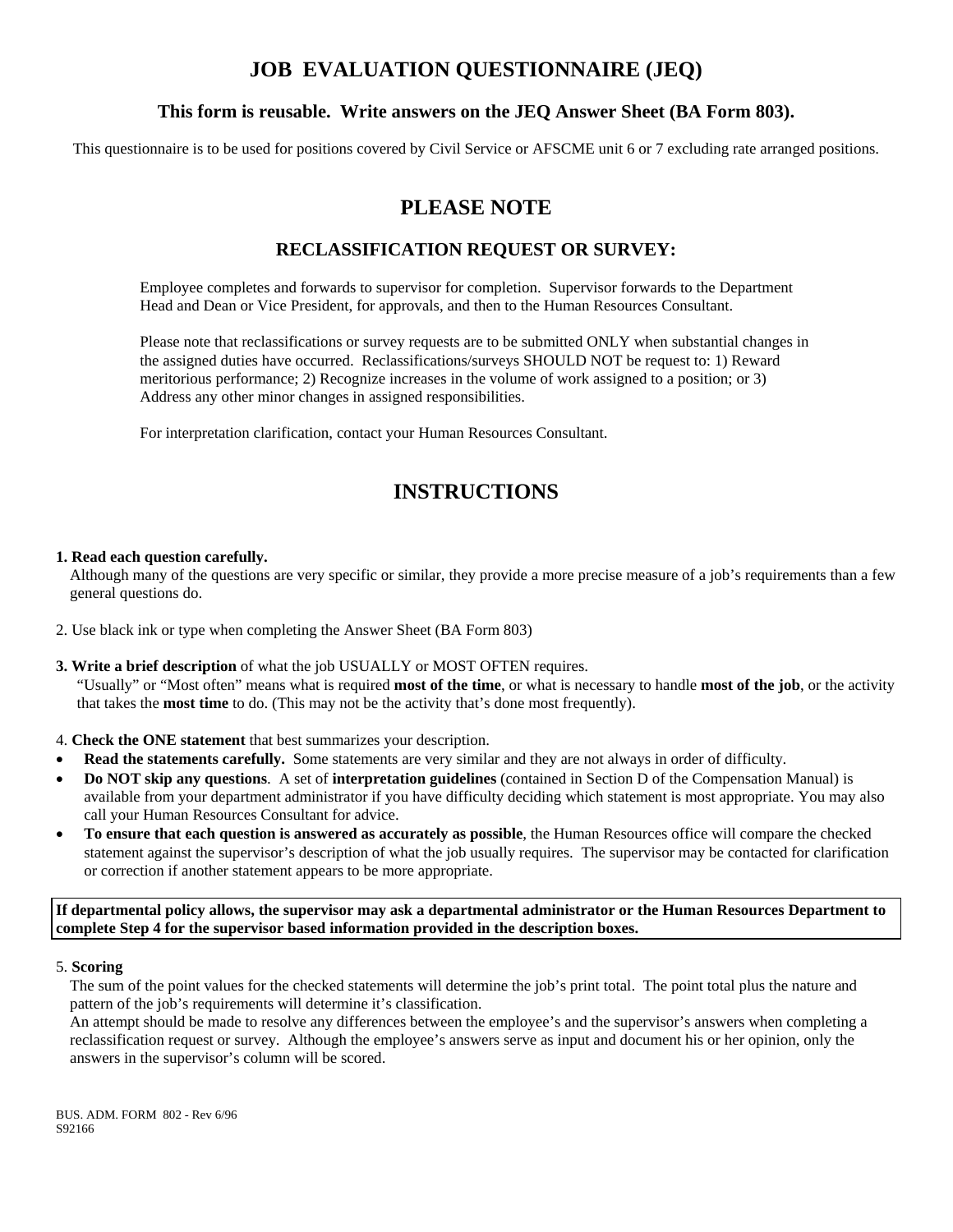# JOB EVALUATION QUESTIONNAIRE (JEQ)

### This form is reusable. Write answers on the JEQ Answer Sheet (BA Form 803).

This questionnaire is to be used for positions covered by Civil Service or AFSCME unit 6 or 7 excluding rate arranged positions.

## PLEASE NOTE

### RECLASSIFICATION REQUEST OR SURVEY:

Employee completes and forwards to supervisor for completion. Supervisor forwards to the Department Head and Dean or Vice President, for approvals, and then to the Human Resources Consultant.

Please note that reclassifications or survey requests are to be submitted ONLY when substantial changes in the assigned duties have occurred. Reclassifications/surveys SHOULD NOT be request to: 1) Reward meritorious performance; 2) Recognize increases in the volume of work assigned to a position; or 3) Address any other minor changes in assigned responsibilities.

For interpretation clarification, contact your Human Resources Consultant.

## INSTRUCTIONS

**1. Read each question carefully.**
Although many of the questions are very specific or similar, they provide a more precise measure of a job's requirements than a few general questions do.

2. Use black ink or type when completing the Answer Sheet (BA Form 803)

**3. Write a brief description** of what the job USUALLY or MOST OFTEN requires.
"Usually" or "Most often" means what is required **most of the time**, or what is necessary to handle **most of the job**, or the activity that takes the **most time** to do. (This may not be the activity that's done most frequently).

4. **Check the ONE statement** that best summarizes your description.

- **Read the statements carefully.** Some statements are very similar and they are not always in order of difficulty.
- **Do NOT skip any questions**. A set of **interpretation guidelines** (contained in Section D of the Compensation Manual) is available from your department administrator if you have difficulty deciding which statement is most appropriate. You may also call your Human Resources Consultant for advice.
- **To ensure that each question is answered as accurately as possible**, the Human Resources office will compare the checked statement against the supervisor's description of what the job usually requires. The supervisor may be contacted for clarification or correction if another statement appears to be more appropriate.

**If departmental policy allows, the supervisor may ask a departmental administrator or the Human Resources Department to complete Step 4 for the supervisor based information provided in the description boxes.**

5. **Scoring**
The sum of the point values for the checked statements will determine the job's print total. The point total plus the nature and pattern of the job's requirements will determine it's classification.
An attempt should be made to resolve any differences between the employee's and the supervisor's answers when completing a reclassification request or survey. Although the employee's answers serve as input and document his or her opinion, only the answers in the supervisor's column will be scored.

BUS. ADM. FORM 802 - Rev 6/96
S92166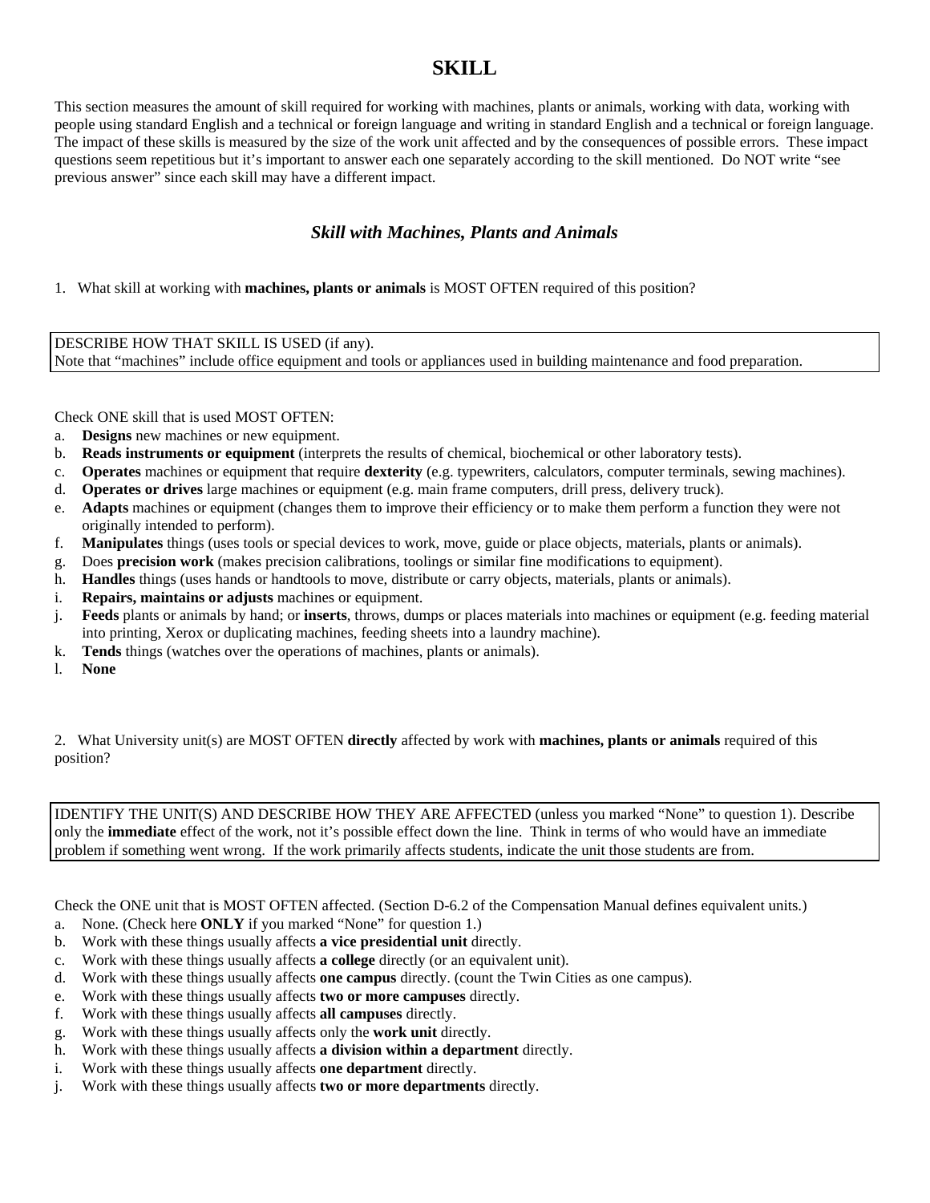# SKILL

This section measures the amount of skill required for working with machines, plants or animals, working with data, working with people using standard English and a technical or foreign language and writing in standard English and a technical or foreign language. The impact of these skills is measured by the size of the work unit affected and by the consequences of possible errors. These impact questions seem repetitious but it's important to answer each one separately according to the skill mentioned. Do NOT write "see previous answer" since each skill may have a different impact.

## *Skill with Machines, Plants and Animals*

1. What skill at working with **machines, plants or animals** is MOST OFTEN required of this position?

| DESCRIBE HOW THAT SKILL IS USED (if any).<br>Note that "machines" include office equipment and tools or appliances used in building maintenance and food preparation. |
|---|

Check ONE skill that is used MOST OFTEN:

a. **Designs** new machines or new equipment.
b. **Reads instruments or equipment** (interprets the results of chemical, biochemical or other laboratory tests).
c. **Operates** machines or equipment that require **dexterity** (e.g. typewriters, calculators, computer terminals, sewing machines).
d. **Operates or drives** large machines or equipment (e.g. main frame computers, drill press, delivery truck).
e. **Adapts** machines or equipment (changes them to improve their efficiency or to make them perform a function they were not originally intended to perform).
f. **Manipulates** things (uses tools or special devices to work, move, guide or place objects, materials, plants or animals).
g. Does **precision work** (makes precision calibrations, toolings or similar fine modifications to equipment).
h. **Handles** things (uses hands or handtools to move, distribute or carry objects, materials, plants or animals).
i. **Repairs, maintains or adjusts** machines or equipment.
j. **Feeds** plants or animals by hand; or **inserts**, throws, dumps or places materials into machines or equipment (e.g. feeding material into printing, Xerox or duplicating machines, feeding sheets into a laundry machine).
k. **Tends** things (watches over the operations of machines, plants or animals).
l. **None**

2. What University unit(s) are MOST OFTEN **directly** affected by work with **machines, plants or animals** required of this position?

| IDENTIFY THE UNIT(S) AND DESCRIBE HOW THEY ARE AFFECTED (unless you marked "None" to question 1). Describe only the **immediate** effect of the work, not it's possible effect down the line. Think in terms of who would have an immediate problem if something went wrong. If the work primarily affects students, indicate the unit those students are from. |
|---|

Check the ONE unit that is MOST OFTEN affected. (Section D-6.2 of the Compensation Manual defines equivalent units.)

a. None. (Check here **ONLY** if you marked "None" for question 1.)
b. Work with these things usually affects **a vice presidential unit** directly.
c. Work with these things usually affects **a college** directly (or an equivalent unit).
d. Work with these things usually affects **one campus** directly. (count the Twin Cities as one campus).
e. Work with these things usually affects **two or more campuses** directly.
f. Work with these things usually affects **all campuses** directly.
g. Work with these things usually affects only the **work unit** directly.
h. Work with these things usually affects **a division within a department** directly.
i. Work with these things usually affects **one department** directly.
j. Work with these things usually affects **two or more departments** directly.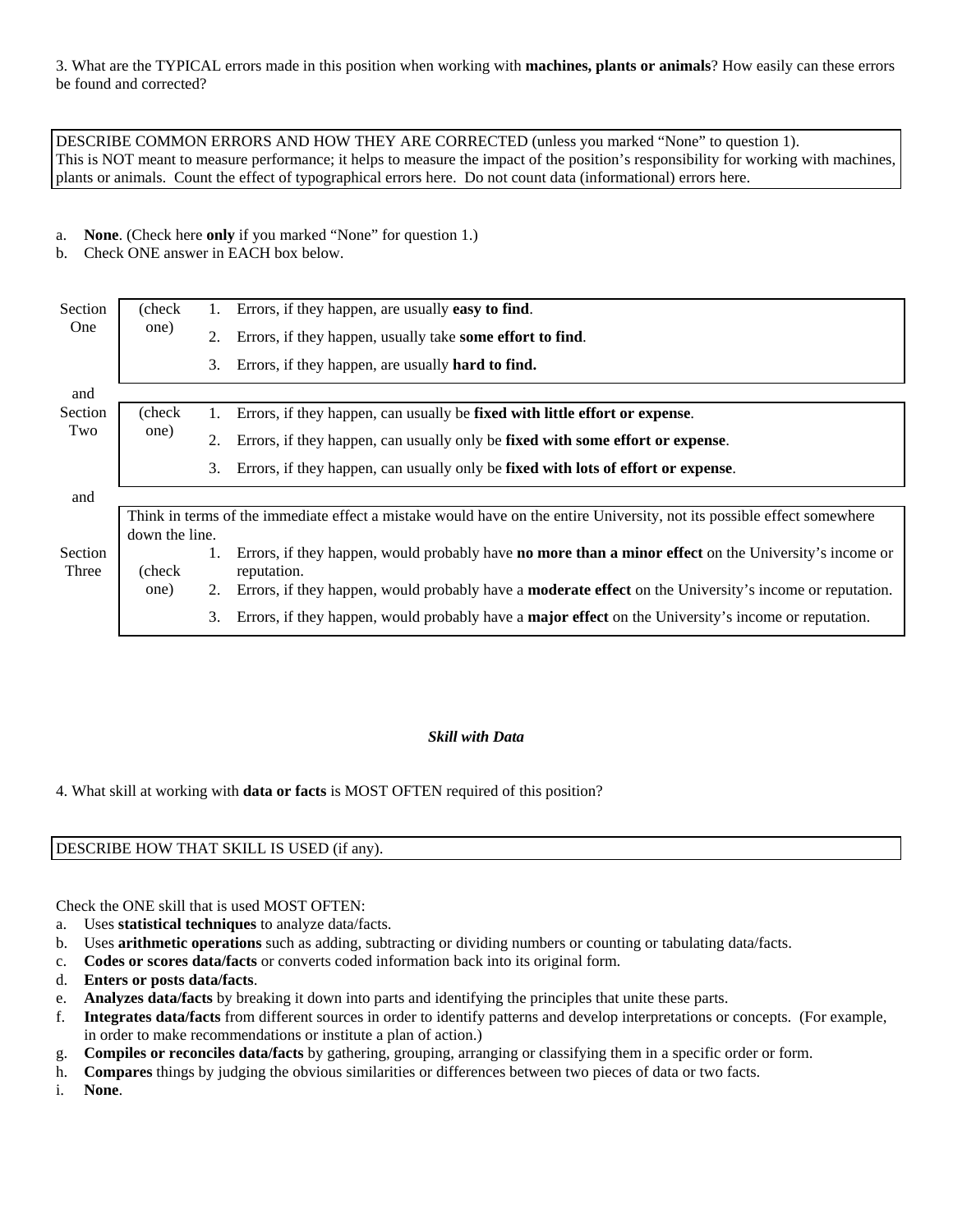3. What are the TYPICAL errors made in this position when working with **machines, plants or animals**? How easily can these errors be found and corrected?

| DESCRIBE COMMON ERRORS AND HOW THEY ARE CORRECTED (unless you marked "None" to question 1). This is NOT meant to measure performance; it helps to measure the impact of the position's responsibility for working with machines, plants or animals. Count the effect of typographical errors here. Do not count data (informational) errors here. |
|---|

a. **None**. (Check here **only** if you marked "None" for question 1.)
b. Check ONE answer in EACH box below.

| | | | |
|---|---|---|---|
| Section One | (check one) | 1. | Errors, if they happen, are usually **easy to find**. |
| | | 2. | Errors, if they happen, usually take **some effort to find**. |
| | | 3. | Errors, if they happen, are usually **hard to find.** |
| and | | | |
| Section Two | (check one) | 1. | Errors, if they happen, can usually be **fixed with little effort or expense**. |
| | | 2. | Errors, if they happen, can usually only be **fixed with some effort or expense**. |
| | | 3. | Errors, if they happen, can usually only be **fixed with lots of effort or expense**. |
| and | | | |
| Section Three | Think in terms of the immediate effect a mistake would have on the entire University, not its possible effect somewhere down the line. | | |
| | (check one) | 1. | Errors, if they happen, would probably have **no more than a minor effect** on the University's income or reputation. |
| | | 2. | Errors, if they happen, would probably have a **moderate effect** on the University's income or reputation. |
| | | 3. | Errors, if they happen, would probably have a **major effect** on the University's income or reputation. |

***Skill with Data***

4. What skill at working with **data or facts** is MOST OFTEN required of this position?

| DESCRIBE HOW THAT SKILL IS USED (if any). |
|---|

Check the ONE skill that is used MOST OFTEN:

a. Uses **statistical techniques** to analyze data/facts.
b. Uses **arithmetic operations** such as adding, subtracting or dividing numbers or counting or tabulating data/facts.
c. **Codes or scores data/facts** or converts coded information back into its original form.
d. **Enters or posts data/facts**.
e. **Analyzes data/facts** by breaking it down into parts and identifying the principles that unite these parts.
f. **Integrates data/facts** from different sources in order to identify patterns and develop interpretations or concepts. (For example, in order to make recommendations or institute a plan of action.)
g. **Compiles or reconciles data/facts** by gathering, grouping, arranging or classifying them in a specific order or form.
h. **Compares** things by judging the obvious similarities or differences between two pieces of data or two facts.
i. **None**.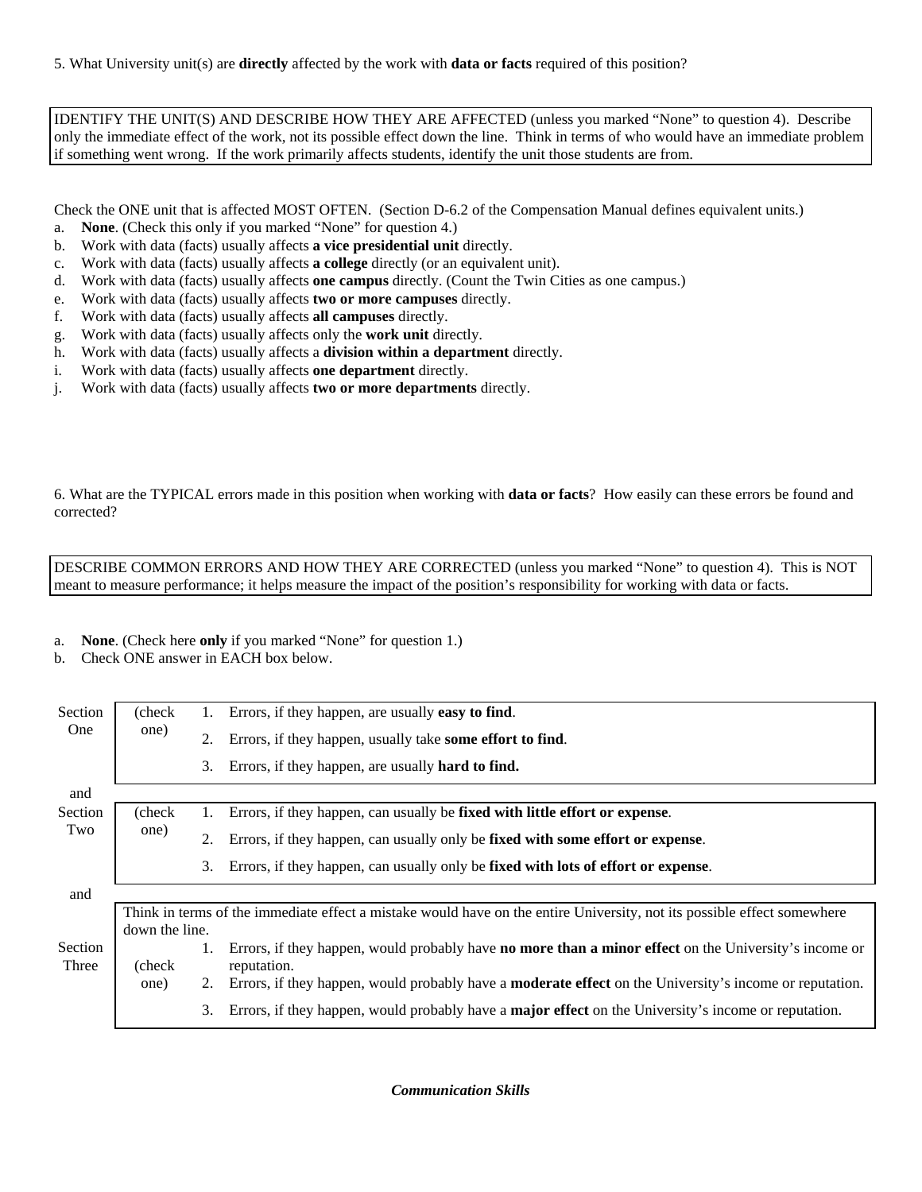5. What University unit(s) are **directly** affected by the work with **data or facts** required of this position?

| IDENTIFY THE UNIT(S) AND DESCRIBE HOW THEY ARE AFFECTED (unless you marked "None" to question 4). Describe only the immediate effect of the work, not its possible effect down the line. Think in terms of who would have an immediate problem if something went wrong. If the work primarily affects students, identify the unit those students are from. |
|---|

Check the ONE unit that is affected MOST OFTEN. (Section D-6.2 of the Compensation Manual defines equivalent units.)

a. **None**. (Check this only if you marked "None" for question 4.)
b. Work with data (facts) usually affects **a vice presidential unit** directly.
c. Work with data (facts) usually affects **a college** directly (or an equivalent unit).
d. Work with data (facts) usually affects **one campus** directly. (Count the Twin Cities as one campus.)
e. Work with data (facts) usually affects **two or more campuses** directly.
f. Work with data (facts) usually affects **all campuses** directly.
g. Work with data (facts) usually affects only the **work unit** directly.
h. Work with data (facts) usually affects a **division within a department** directly.
i. Work with data (facts) usually affects **one department** directly.
j. Work with data (facts) usually affects **two or more departments** directly.

6. What are the TYPICAL errors made in this position when working with **data or facts**? How easily can these errors be found and corrected?

| DESCRIBE COMMON ERRORS AND HOW THEY ARE CORRECTED (unless you marked "None" to question 4). This is NOT meant to measure performance; it helps measure the impact of the position's responsibility for working with data or facts. |
|---|

a. **None**. (Check here **only** if you marked "None" for question 1.)
b. Check ONE answer in EACH box below.

| | | | |
|---|---|---|---|
| Section One | (check one) | 1. | Errors, if they happen, are usually **easy to find**. |
| | | 2. | Errors, if they happen, usually take **some effort to find**. |
| | | 3. | Errors, if they happen, are usually **hard to find.** |
| and | | | |
| Section Two | (check one) | 1. | Errors, if they happen, can usually be **fixed with little effort or expense**. |
| | | 2. | Errors, if they happen, can usually only be **fixed with some effort or expense**. |
| | | 3. | Errors, if they happen, can usually only be **fixed with lots of effort or expense**. |
| and | | | |
| Section Three | Think in terms of the immediate effect a mistake would have on the entire University, not its possible effect somewhere down the line. | | |
| | (check one) | 1. | Errors, if they happen, would probably have **no more than a minor effect** on the University's income or reputation. |
| | | 2. | Errors, if they happen, would probably have a **moderate effect** on the University's income or reputation. |
| | | 3. | Errors, if they happen, would probably have a **major effect** on the University's income or reputation. |

***Communication Skills***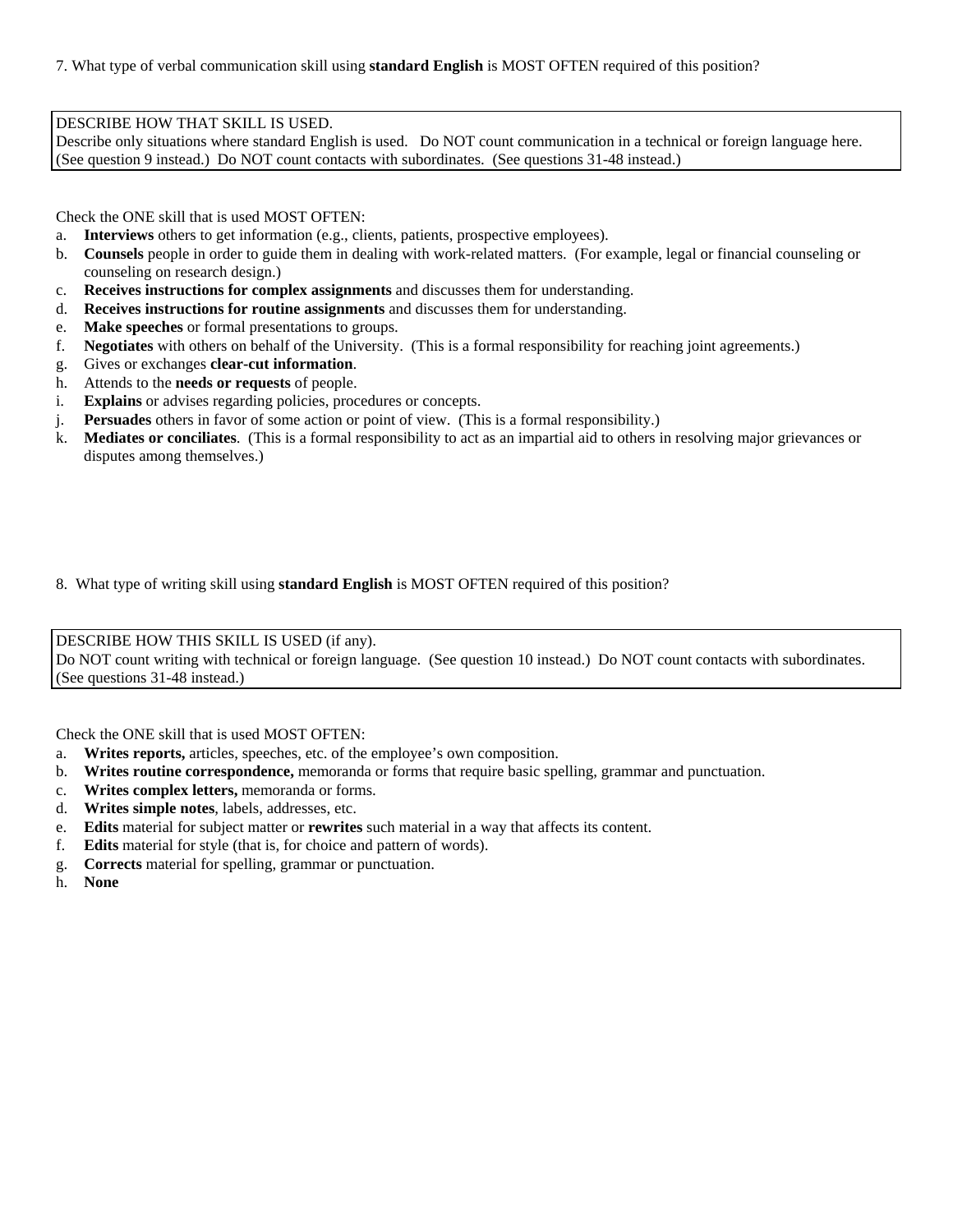7. What type of verbal communication skill using **standard English** is MOST OFTEN required of this position?

| DESCRIBE HOW THAT SKILL IS USED. |
| --- |
| Describe only situations where standard English is used. Do NOT count communication in a technical or foreign language here. (See question 9 instead.) Do NOT count contacts with subordinates. (See questions 31-48 instead.) |

Check the ONE skill that is used MOST OFTEN:

a. **Interviews** others to get information (e.g., clients, patients, prospective employees).
b. **Counsels** people in order to guide them in dealing with work-related matters. (For example, legal or financial counseling or counseling on research design.)
c. **Receives instructions for complex assignments** and discusses them for understanding.
d. **Receives instructions for routine assignments** and discusses them for understanding.
e. **Make speeches** or formal presentations to groups.
f. **Negotiates** with others on behalf of the University. (This is a formal responsibility for reaching joint agreements.)
g. Gives or exchanges **clear-cut information**.
h. Attends to the **needs or requests** of people.
i. **Explains** or advises regarding policies, procedures or concepts.
j. **Persuades** others in favor of some action or point of view. (This is a formal responsibility.)
k. **Mediates or conciliates**. (This is a formal responsibility to act as an impartial aid to others in resolving major grievances or disputes among themselves.)

8. What type of writing skill using **standard English** is MOST OFTEN required of this position?

| DESCRIBE HOW THIS SKILL IS USED (if any). |
| --- |
| Do NOT count writing with technical or foreign language. (See question 10 instead.) Do NOT count contacts with subordinates. (See questions 31-48 instead.) |

Check the ONE skill that is used MOST OFTEN:

a. **Writes reports,** articles, speeches, etc. of the employee's own composition.
b. **Writes routine correspondence,** memoranda or forms that require basic spelling, grammar and punctuation.
c. **Writes complex letters,** memoranda or forms.
d. **Writes simple notes**, labels, addresses, etc.
e. **Edits** material for subject matter or **rewrites** such material in a way that affects its content.
f. **Edits** material for style (that is, for choice and pattern of words).
g. **Corrects** material for spelling, grammar or punctuation.
h. **None**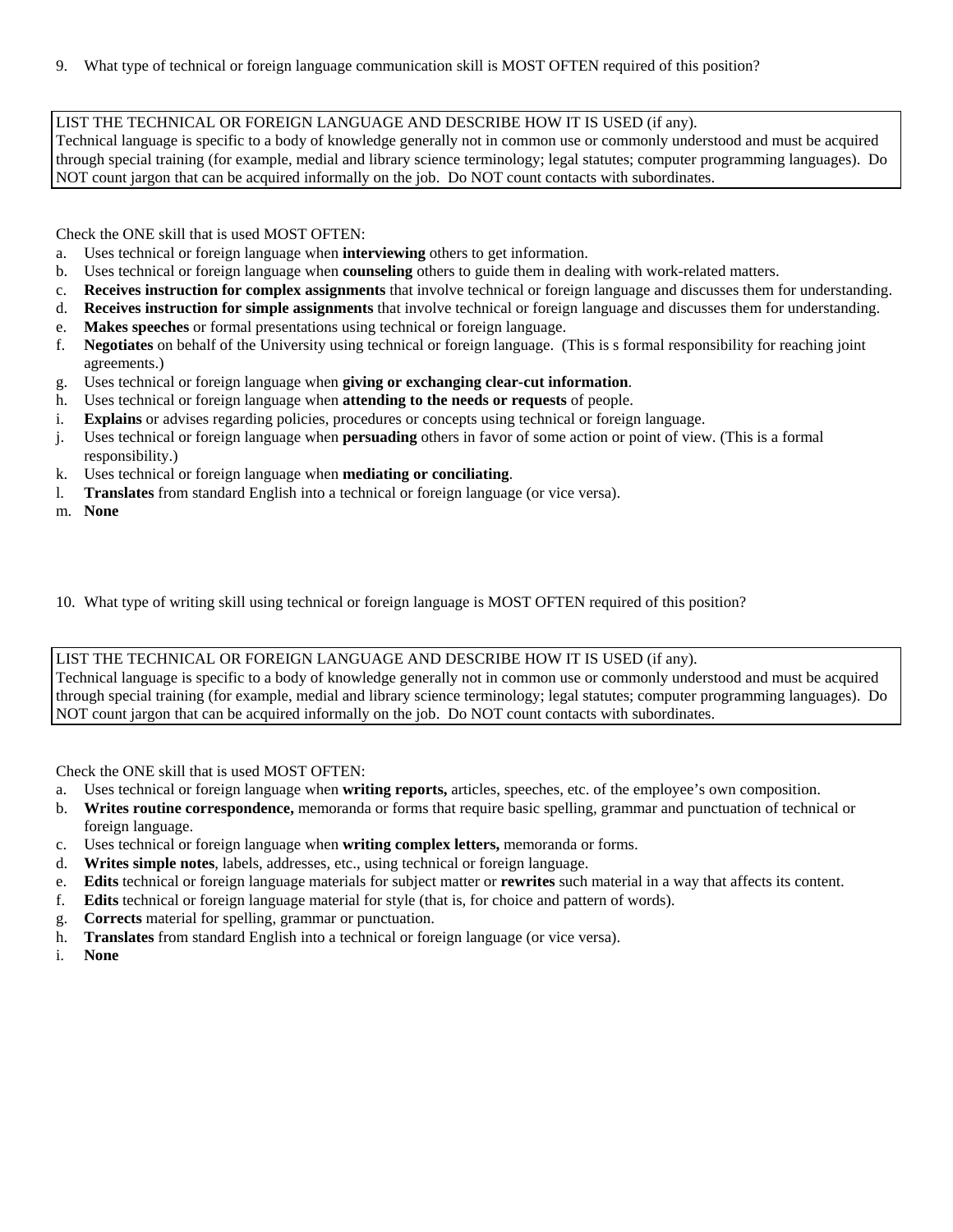9. What type of technical or foreign language communication skill is MOST OFTEN required of this position?

LIST THE TECHNICAL OR FOREIGN LANGUAGE AND DESCRIBE HOW IT IS USED (if any).
Technical language is specific to a body of knowledge generally not in common use or commonly understood and must be acquired through special training (for example, medial and library science terminology; legal statutes; computer programming languages). Do NOT count jargon that can be acquired informally on the job. Do NOT count contacts with subordinates.

Check the ONE skill that is used MOST OFTEN:

a. Uses technical or foreign language when **interviewing** others to get information.
b. Uses technical or foreign language when **counseling** others to guide them in dealing with work-related matters.
c. **Receives instruction for complex assignments** that involve technical or foreign language and discusses them for understanding.
d. **Receives instruction for simple assignments** that involve technical or foreign language and discusses them for understanding.
e. **Makes speeches** or formal presentations using technical or foreign language.
f. **Negotiates** on behalf of the University using technical or foreign language. (This is s formal responsibility for reaching joint agreements.)
g. Uses technical or foreign language when **giving or exchanging clear-cut information**.
h. Uses technical or foreign language when **attending to the needs or requests** of people.
i. **Explains** or advises regarding policies, procedures or concepts using technical or foreign language.
j. Uses technical or foreign language when **persuading** others in favor of some action or point of view. (This is a formal responsibility.)
k. Uses technical or foreign language when **mediating or conciliating**.
l. **Translates** from standard English into a technical or foreign language (or vice versa).
m. **None**

10. What type of writing skill using technical or foreign language is MOST OFTEN required of this position?

LIST THE TECHNICAL OR FOREIGN LANGUAGE AND DESCRIBE HOW IT IS USED (if any).
Technical language is specific to a body of knowledge generally not in common use or commonly understood and must be acquired through special training (for example, medial and library science terminology; legal statutes; computer programming languages). Do NOT count jargon that can be acquired informally on the job. Do NOT count contacts with subordinates.

Check the ONE skill that is used MOST OFTEN:

a. Uses technical or foreign language when **writing reports,** articles, speeches, etc. of the employee's own composition.
b. **Writes routine correspondence,** memoranda or forms that require basic spelling, grammar and punctuation of technical or foreign language.
c. Uses technical or foreign language when **writing complex letters,** memoranda or forms.
d. **Writes simple notes**, labels, addresses, etc., using technical or foreign language.
e. **Edits** technical or foreign language materials for subject matter or **rewrites** such material in a way that affects its content.
f. **Edits** technical or foreign language material for style (that is, for choice and pattern of words).
g. **Corrects** material for spelling, grammar or punctuation.
h. **Translates** from standard English into a technical or foreign language (or vice versa).
i. **None**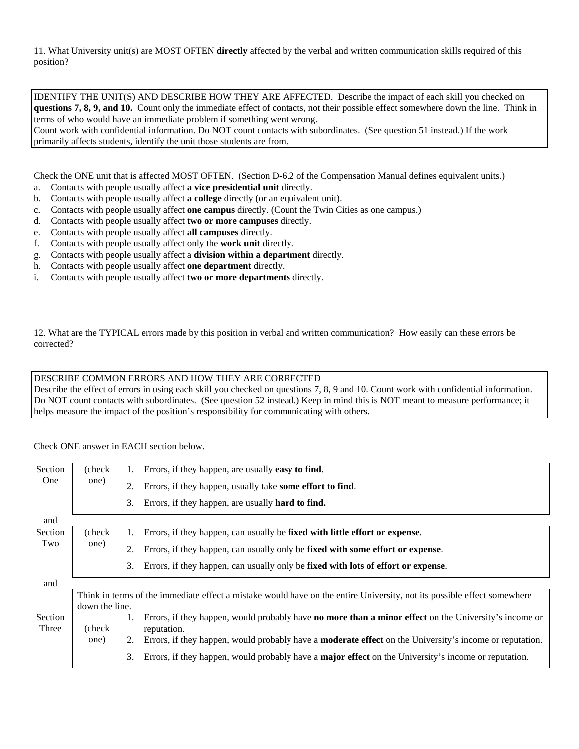11. What University unit(s) are MOST OFTEN **directly** affected by the verbal and written communication skills required of this position?

| IDENTIFY THE UNIT(S) AND DESCRIBE HOW THEY ARE AFFECTED. Describe the impact of each skill you checked on **questions 7, 8, 9, and 10.** Count only the immediate effect of contacts, not their possible effect somewhere down the line. Think in terms of who would have an immediate problem if something went wrong.<br>Count work with confidential information. Do NOT count contacts with subordinates. (See question 51 instead.) If the work primarily affects students, identify the unit those students are from. |
|---|

Check the ONE unit that is affected MOST OFTEN. (Section D-6.2 of the Compensation Manual defines equivalent units.)

a. Contacts with people usually affect **a vice presidential unit** directly.
b. Contacts with people usually affect **a college** directly (or an equivalent unit).
c. Contacts with people usually affect **one campus** directly. (Count the Twin Cities as one campus.)
d. Contacts with people usually affect **two or more campuses** directly.
e. Contacts with people usually affect **all campuses** directly.
f. Contacts with people usually affect only the **work unit** directly.
g. Contacts with people usually affect a **division within a department** directly.
h. Contacts with people usually affect **one department** directly.
i. Contacts with people usually affect **two or more departments** directly.

12. What are the TYPICAL errors made by this position in verbal and written communication? How easily can these errors be corrected?

| DESCRIBE COMMON ERRORS AND HOW THEY ARE CORRECTED<br>Describe the effect of errors in using each skill you checked on questions 7, 8, 9 and 10. Count work with confidential information. Do NOT count contacts with subordinates. (See question 52 instead.) Keep in mind this is NOT meant to measure performance; it helps measure the impact of the position's responsibility for communicating with others. |
|---|

Check ONE answer in EACH section below.

| | | |
|---|---|---|
| Section One | (check one) | 1. Errors, if they happen, are usually **easy to find**. |
| | | 2. Errors, if they happen, usually take **some effort to find**. |
| | | 3. Errors, if they happen, are usually **hard to find.** |
| and | | |
| Section Two | (check one) | 1. Errors, if they happen, can usually be **fixed with little effort or expense**. |
| | | 2. Errors, if they happen, can usually only be **fixed with some effort or expense**. |
| | | 3. Errors, if they happen, can usually only be **fixed with lots of effort or expense**. |
| and | | |
| Section Three | | Think in terms of the immediate effect a mistake would have on the entire University, not its possible effect somewhere down the line. |
| | (check one) | 1. Errors, if they happen, would probably have **no more than a minor effect** on the University's income or reputation. |
| | | 2. Errors, if they happen, would probably have a **moderate effect** on the University's income or reputation. |
| | | 3. Errors, if they happen, would probably have a **major effect** on the University's income or reputation. |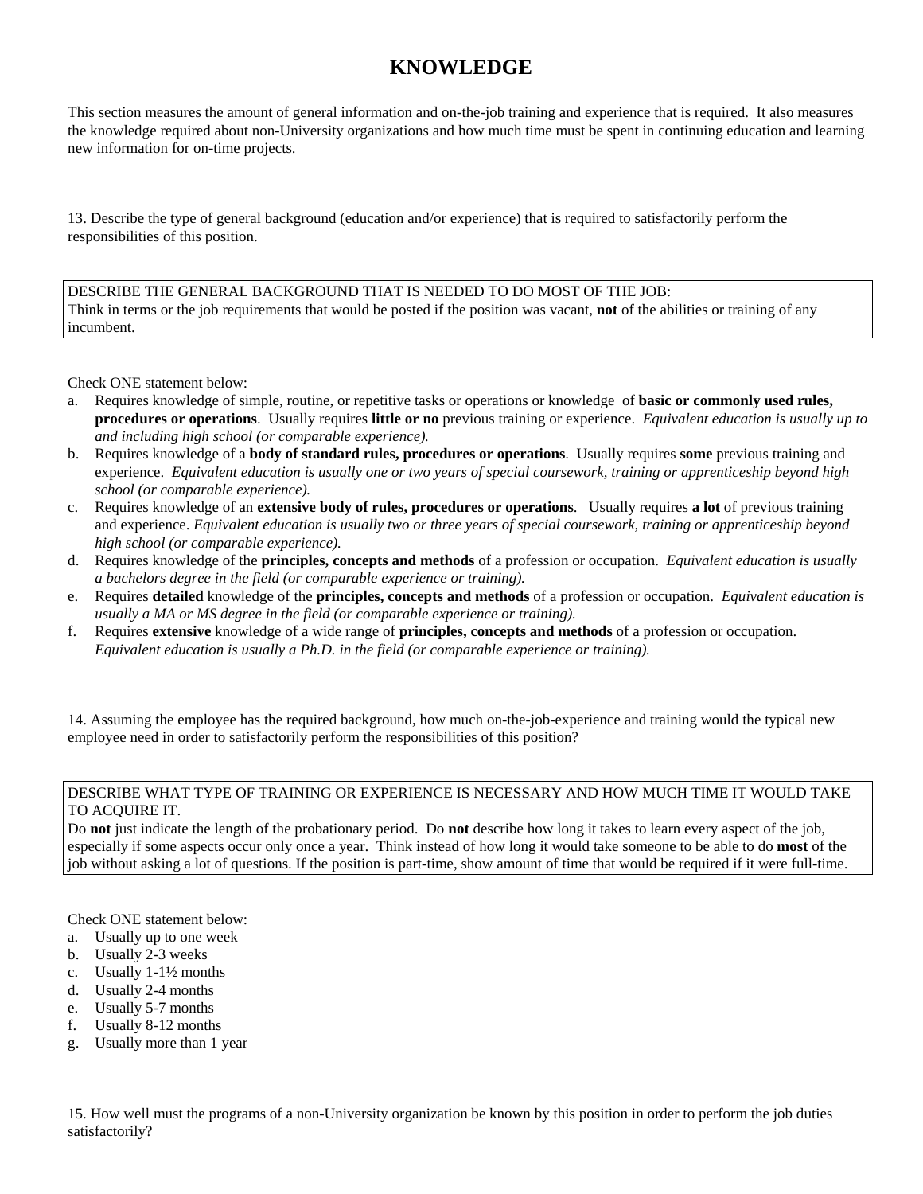# KNOWLEDGE

This section measures the amount of general information and on-the-job training and experience that is required. It also measures the knowledge required about non-University organizations and how much time must be spent in continuing education and learning new information for on-time projects.

13. Describe the type of general background (education and/or experience) that is required to satisfactorily perform the responsibilities of this position.

| DESCRIBE THE GENERAL BACKGROUND THAT IS NEEDED TO DO MOST OF THE JOB: Think in terms or the job requirements that would be posted if the position was vacant, **not** of the abilities or training of any incumbent. |
|---|

Check ONE statement below:

a. Requires knowledge of simple, routine, or repetitive tasks or operations or knowledge of **basic or commonly used rules, procedures or operations**. Usually requires **little or no** previous training or experience. *Equivalent education is usually up to and including high school (or comparable experience).*
b. Requires knowledge of a **body of standard rules, procedures or operations**. Usually requires **some** previous training and experience. *Equivalent education is usually one or two years of special coursework, training or apprenticeship beyond high school (or comparable experience).*
c. Requires knowledge of an **extensive body of rules, procedures or operations**. Usually requires **a lot** of previous training and experience. *Equivalent education is usually two or three years of special coursework, training or apprenticeship beyond high school (or comparable experience).*
d. Requires knowledge of the **principles, concepts and methods** of a profession or occupation. *Equivalent education is usually a bachelors degree in the field (or comparable experience or training).*
e. Requires **detailed** knowledge of the **principles, concepts and methods** of a profession or occupation. *Equivalent education is usually a MA or MS degree in the field (or comparable experience or training).*
f. Requires **extensive** knowledge of a wide range of **principles, concepts and methods** of a profession or occupation. *Equivalent education is usually a Ph.D. in the field (or comparable experience or training).*

14. Assuming the employee has the required background, how much on-the-job-experience and training would the typical new employee need in order to satisfactorily perform the responsibilities of this position?

| DESCRIBE WHAT TYPE OF TRAINING OR EXPERIENCE IS NECESSARY AND HOW MUCH TIME IT WOULD TAKE TO ACQUIRE IT. Do **not** just indicate the length of the probationary period. Do **not** describe how long it takes to learn every aspect of the job, especially if some aspects occur only once a year. Think instead of how long it would take someone to be able to do **most** of the job without asking a lot of questions. If the position is part-time, show amount of time that would be required if it were full-time. |
|---|

Check ONE statement below:

a. Usually up to one week
b. Usually 2-3 weeks
c. Usually 1-1½ months
d. Usually 2-4 months
e. Usually 5-7 months
f. Usually 8-12 months
g. Usually more than 1 year

15. How well must the programs of a non-University organization be known by this position in order to perform the job duties satisfactorily?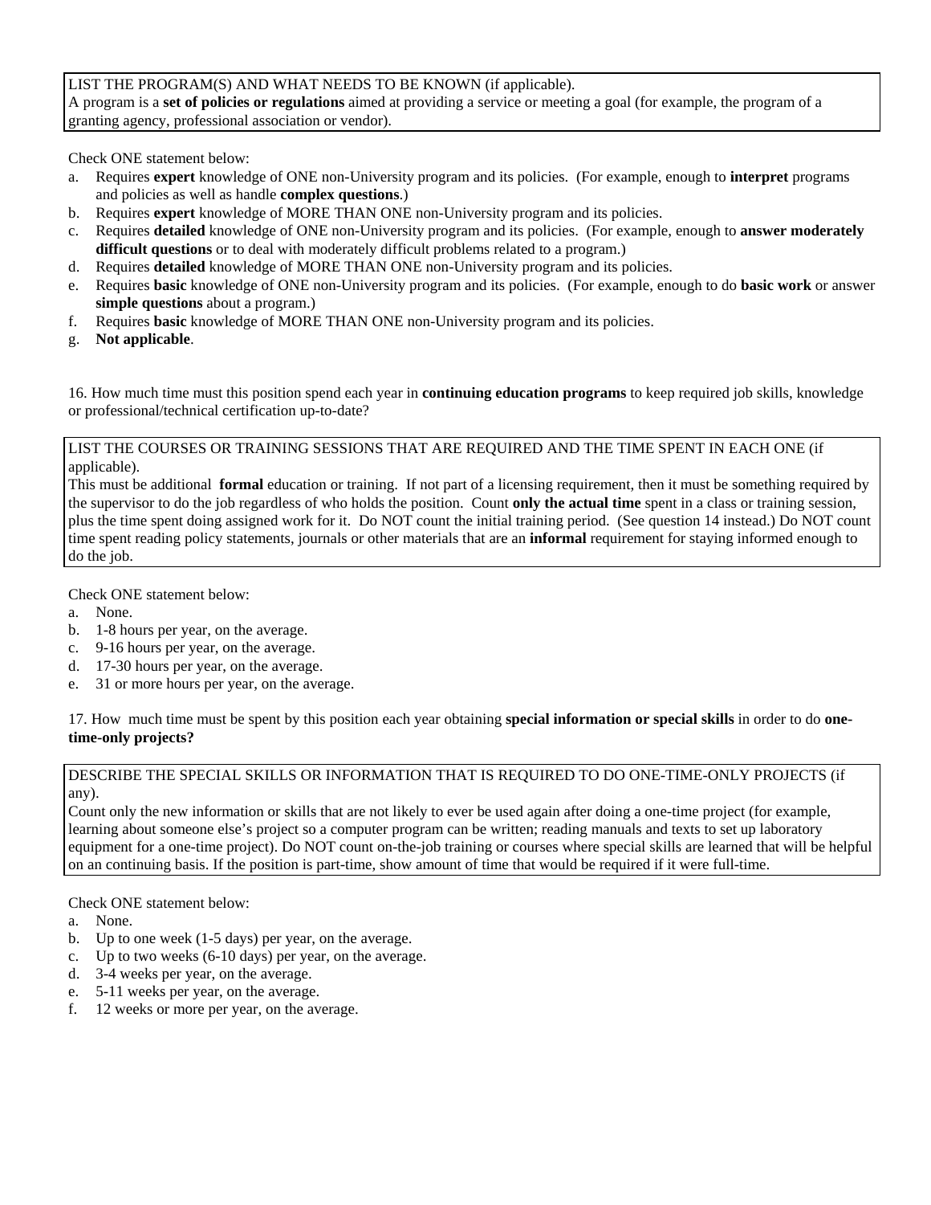LIST THE PROGRAM(S) AND WHAT NEEDS TO BE KNOWN (if applicable).
A program is a **set of policies or regulations** aimed at providing a service or meeting a goal (for example, the program of a granting agency, professional association or vendor).

Check ONE statement below:

a. Requires **expert** knowledge of ONE non-University program and its policies. (For example, enough to **interpret** programs and policies as well as handle **complex questions**.)
b. Requires **expert** knowledge of MORE THAN ONE non-University program and its policies.
c. Requires **detailed** knowledge of ONE non-University program and its policies. (For example, enough to **answer moderately difficult questions** or to deal with moderately difficult problems related to a program.)
d. Requires **detailed** knowledge of MORE THAN ONE non-University program and its policies.
e. Requires **basic** knowledge of ONE non-University program and its policies. (For example, enough to do **basic work** or answer **simple questions** about a program.)
f. Requires **basic** knowledge of MORE THAN ONE non-University program and its policies.
g. **Not applicable**.

16. How much time must this position spend each year in **continuing education programs** to keep required job skills, knowledge or professional/technical certification up-to-date?

LIST THE COURSES OR TRAINING SESSIONS THAT ARE REQUIRED AND THE TIME SPENT IN EACH ONE (if applicable).
This must be additional **formal** education or training. If not part of a licensing requirement, then it must be something required by the supervisor to do the job regardless of who holds the position. Count **only the actual time** spent in a class or training session, plus the time spent doing assigned work for it. Do NOT count the initial training period. (See question 14 instead.) Do NOT count time spent reading policy statements, journals or other materials that are an **informal** requirement for staying informed enough to do the job.

Check ONE statement below:

a. None.
b. 1-8 hours per year, on the average.
c. 9-16 hours per year, on the average.
d. 17-30 hours per year, on the average.
e. 31 or more hours per year, on the average.

17. How much time must be spent by this position each year obtaining **special information or special skills** in order to do **one-time-only projects?**

DESCRIBE THE SPECIAL SKILLS OR INFORMATION THAT IS REQUIRED TO DO ONE-TIME-ONLY PROJECTS (if any).
Count only the new information or skills that are not likely to ever be used again after doing a one-time project (for example, learning about someone else's project so a computer program can be written; reading manuals and texts to set up laboratory equipment for a one-time project). Do NOT count on-the-job training or courses where special skills are learned that will be helpful on an continuing basis. If the position is part-time, show amount of time that would be required if it were full-time.

Check ONE statement below:

a. None.
b. Up to one week (1-5 days) per year, on the average.
c. Up to two weeks (6-10 days) per year, on the average.
d. 3-4 weeks per year, on the average.
e. 5-11 weeks per year, on the average.
f. 12 weeks or more per year, on the average.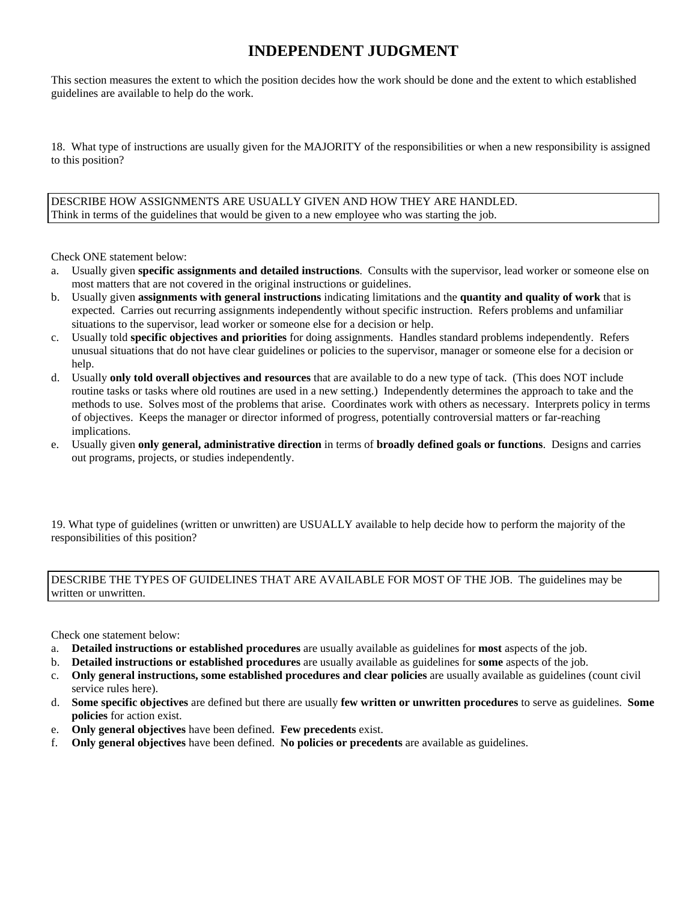# INDEPENDENT JUDGMENT

This section measures the extent to which the position decides how the work should be done and the extent to which established guidelines are available to help do the work.

18. What type of instructions are usually given for the MAJORITY of the responsibilities or when a new responsibility is assigned to this position?

DESCRIBE HOW ASSIGNMENTS ARE USUALLY GIVEN AND HOW THEY ARE HANDLED.
Think in terms of the guidelines that would be given to a new employee who was starting the job.

Check ONE statement below:

a. Usually given **specific assignments and detailed instructions**. Consults with the supervisor, lead worker or someone else on most matters that are not covered in the original instructions or guidelines.
b. Usually given **assignments with general instructions** indicating limitations and the **quantity and quality of work** that is expected. Carries out recurring assignments independently without specific instruction. Refers problems and unfamiliar situations to the supervisor, lead worker or someone else for a decision or help.
c. Usually told **specific objectives and priorities** for doing assignments. Handles standard problems independently. Refers unusual situations that do not have clear guidelines or policies to the supervisor, manager or someone else for a decision or help.
d. Usually **only told overall objectives and resources** that are available to do a new type of tack. (This does NOT include routine tasks or tasks where old routines are used in a new setting.) Independently determines the approach to take and the methods to use. Solves most of the problems that arise. Coordinates work with others as necessary. Interprets policy in terms of objectives. Keeps the manager or director informed of progress, potentially controversial matters or far-reaching implications.
e. Usually given **only general, administrative direction** in terms of **broadly defined goals or functions**. Designs and carries out programs, projects, or studies independently.

19. What type of guidelines (written or unwritten) are USUALLY available to help decide how to perform the majority of the responsibilities of this position?

DESCRIBE THE TYPES OF GUIDELINES THAT ARE AVAILABLE FOR MOST OF THE JOB. The guidelines may be written or unwritten.

Check one statement below:

a. **Detailed instructions or established procedures** are usually available as guidelines for **most** aspects of the job.
b. **Detailed instructions or established procedures** are usually available as guidelines for **some** aspects of the job.
c. **Only general instructions, some established procedures and clear policies** are usually available as guidelines (count civil service rules here).
d. **Some specific objectives** are defined but there are usually **few written or unwritten procedures** to serve as guidelines. **Some policies** for action exist.
e. **Only general objectives** have been defined. **Few precedents** exist.
f. **Only general objectives** have been defined. **No policies or precedents** are available as guidelines.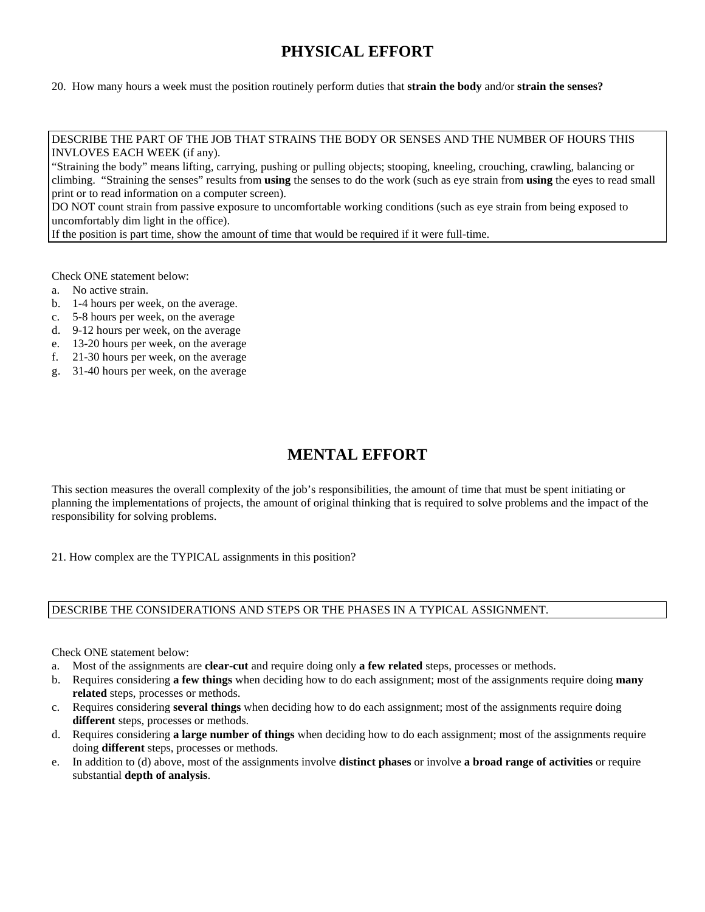# PHYSICAL EFFORT

20. How many hours a week must the position routinely perform duties that **strain the body** and/or **strain the senses?**

| DESCRIBE THE PART OF THE JOB THAT STRAINS THE BODY OR SENSES AND THE NUMBER OF HOURS THIS INVLOVES EACH WEEK (if any). “Straining the body” means lifting, carrying, pushing or pulling objects; stooping, kneeling, crouching, crawling, balancing or climbing. “Straining the senses” results from **using** the senses to do the work (such as eye strain from **using** the eyes to read small print or to read information on a computer screen). DO NOT count strain from passive exposure to uncomfortable working conditions (such as eye strain from being exposed to uncomfortably dim light in the office). If the position is part time, show the amount of time that would be required if it were full-time. |
|---|

Check ONE statement below:

a. No active strain.
b. 1-4 hours per week, on the average.
c. 5-8 hours per week, on the average
d. 9-12 hours per week, on the average
e. 13-20 hours per week, on the average
f. 21-30 hours per week, on the average
g. 31-40 hours per week, on the average

# MENTAL EFFORT

This section measures the overall complexity of the job’s responsibilities, the amount of time that must be spent initiating or planning the implementations of projects, the amount of original thinking that is required to solve problems and the impact of the responsibility for solving problems.

21. How complex are the TYPICAL assignments in this position?

| DESCRIBE THE CONSIDERATIONS AND STEPS OR THE PHASES IN A TYPICAL ASSIGNMENT. |
|---|

Check ONE statement below:

a. Most of the assignments are **clear-cut** and require doing only **a few related** steps, processes or methods.
b. Requires considering **a few things** when deciding how to do each assignment; most of the assignments require doing **many related** steps, processes or methods.
c. Requires considering **several things** when deciding how to do each assignment; most of the assignments require doing **different** steps, processes or methods.
d. Requires considering **a large number of things** when deciding how to do each assignment; most of the assignments require doing **different** steps, processes or methods.
e. In addition to (d) above, most of the assignments involve **distinct phases** or involve **a broad range of activities** or require substantial **depth of analysis**.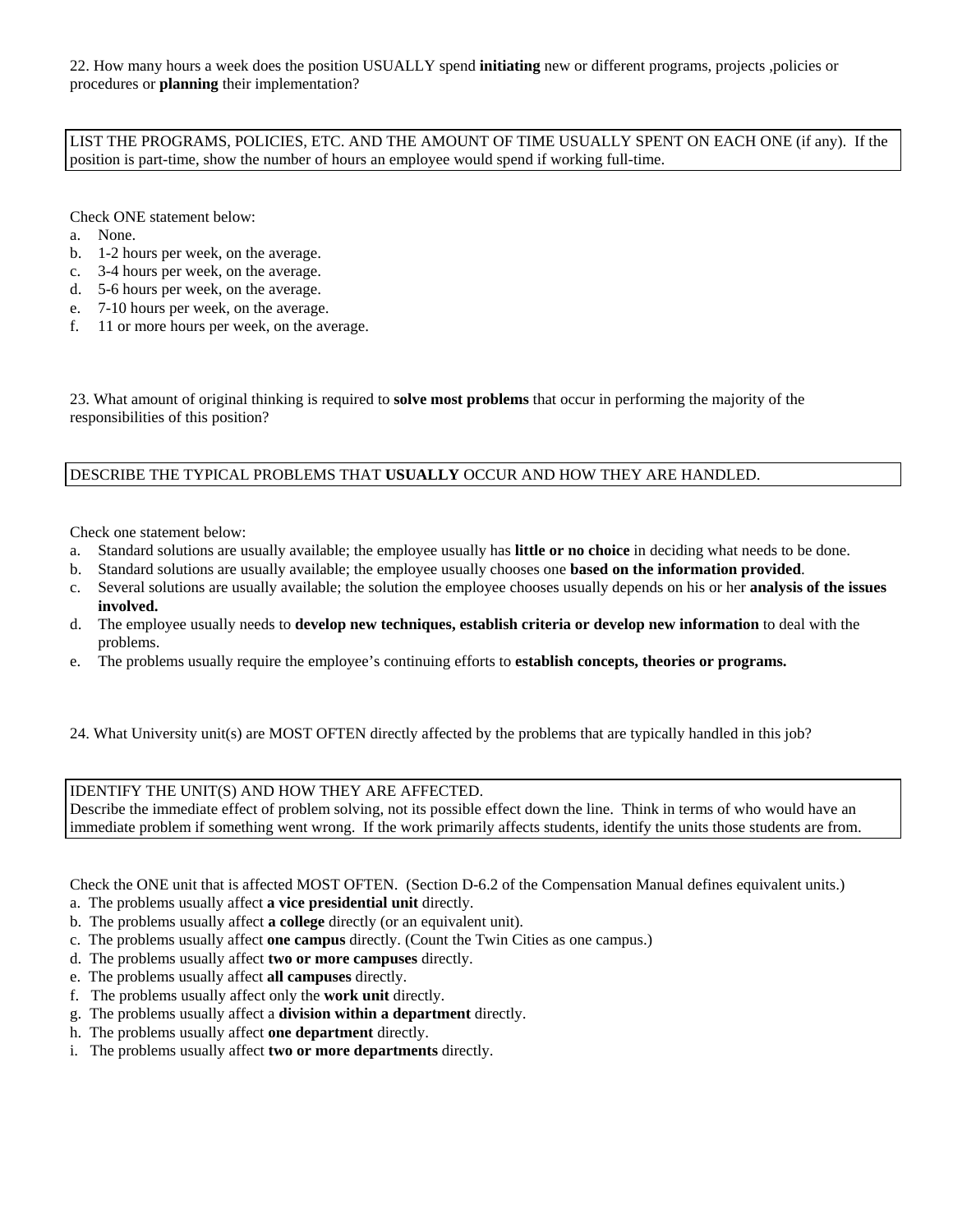22. How many hours a week does the position USUALLY spend **initiating** new or different programs, projects ,policies or procedures or **planning** their implementation?

| LIST THE PROGRAMS, POLICIES, ETC. AND THE AMOUNT OF TIME USUALLY SPENT ON EACH ONE (if any). If the position is part-time, show the number of hours an employee would spend if working full-time. |
|---|

Check ONE statement below:

a. None.
b. 1-2 hours per week, on the average.
c. 3-4 hours per week, on the average.
d. 5-6 hours per week, on the average.
e. 7-10 hours per week, on the average.
f. 11 or more hours per week, on the average.

23. What amount of original thinking is required to **solve most problems** that occur in performing the majority of the responsibilities of this position?

| DESCRIBE THE TYPICAL PROBLEMS THAT **USUALLY** OCCUR AND HOW THEY ARE HANDLED. |
|---|

Check one statement below:

a. Standard solutions are usually available; the employee usually has **little or no choice** in deciding what needs to be done.
b. Standard solutions are usually available; the employee usually chooses one **based on the information provided**.
c. Several solutions are usually available; the solution the employee chooses usually depends on his or her **analysis of the issues involved.**
d. The employee usually needs to **develop new techniques, establish criteria or develop new information** to deal with the problems.
e. The problems usually require the employee's continuing efforts to **establish concepts, theories or programs.**

24. What University unit(s) are MOST OFTEN directly affected by the problems that are typically handled in this job?

| IDENTIFY THE UNIT(S) AND HOW THEY ARE AFFECTED. Describe the immediate effect of problem solving, not its possible effect down the line. Think in terms of who would have an immediate problem if something went wrong. If the work primarily affects students, identify the units those students are from. |
|---|

Check the ONE unit that is affected MOST OFTEN. (Section D-6.2 of the Compensation Manual defines equivalent units.)

a. The problems usually affect **a vice presidential unit** directly.
b. The problems usually affect **a college** directly (or an equivalent unit).
c. The problems usually affect **one campus** directly. (Count the Twin Cities as one campus.)
d. The problems usually affect **two or more campuses** directly.
e. The problems usually affect **all campuses** directly.
f. The problems usually affect only the **work unit** directly.
g. The problems usually affect a **division within a department** directly.
h. The problems usually affect **one department** directly.
i. The problems usually affect **two or more departments** directly.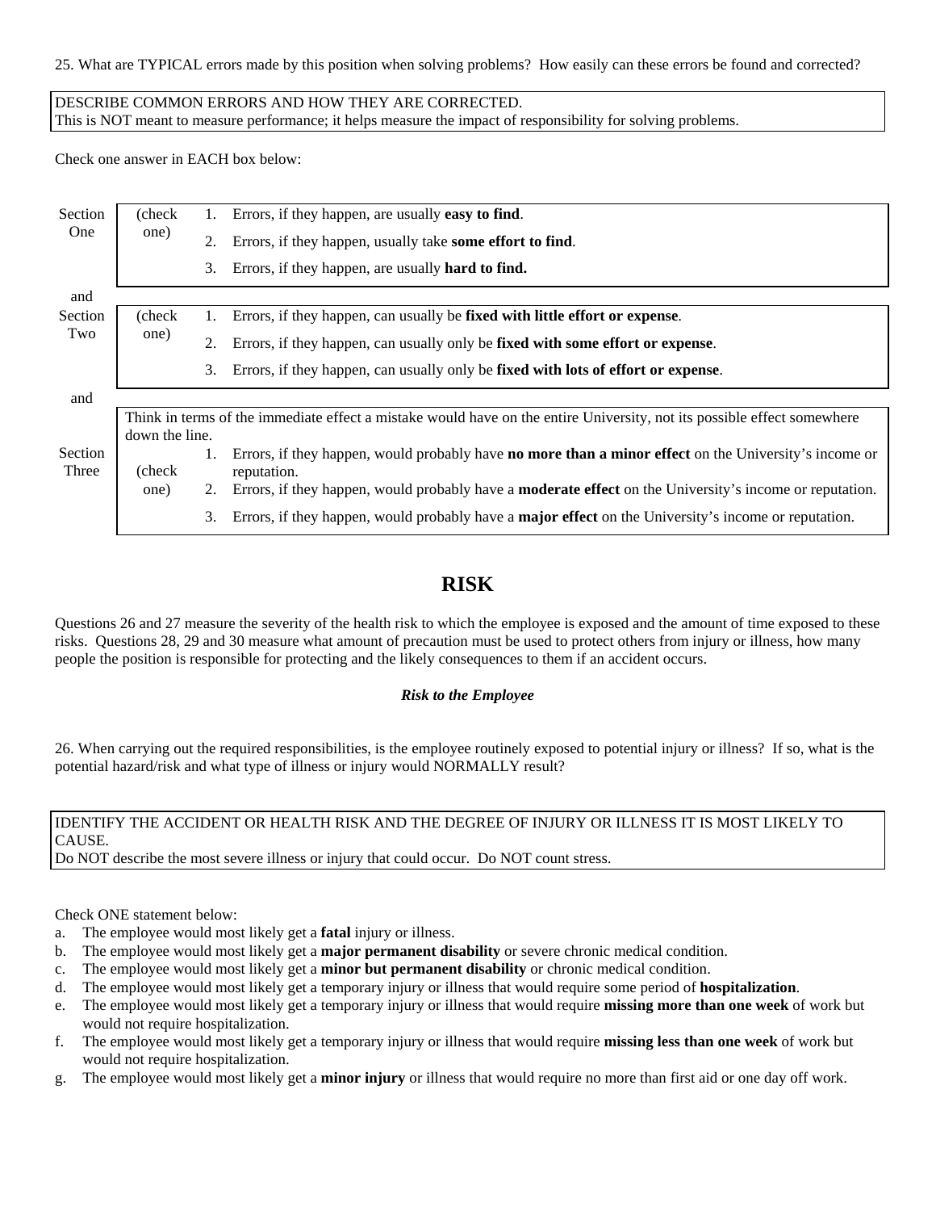25. What are TYPICAL errors made by this position when solving problems? How easily can these errors be found and corrected?

DESCRIBE COMMON ERRORS AND HOW THEY ARE CORRECTED.
This is NOT meant to measure performance; it helps measure the impact of responsibility for solving problems.

Check one answer in EACH box below:

| | | | |
|---|---|---|---|
| Section One | (check one) | 1. | Errors, if they happen, are usually **easy to find**. |
| | | 2. | Errors, if they happen, usually take **some effort to find**. |
| | | 3. | Errors, if they happen, are usually **hard to find.** |

and

| | | | |
|---|---|---|---|
| Section Two | (check one) | 1. | Errors, if they happen, can usually be **fixed with little effort or expense**. |
| | | 2. | Errors, if they happen, can usually only be **fixed with some effort or expense**. |
| | | 3. | Errors, if they happen, can usually only be **fixed with lots of effort or expense**. |

and

| | | | |
|---|---|---|---|
| Section Three | Think in terms of the immediate effect a mistake would have on the entire University, not its possible effect somewhere down the line. | | |
| | (check one) | 1. | Errors, if they happen, would probably have **no more than a minor effect** on the University's income or reputation. |
| | | 2. | Errors, if they happen, would probably have a **moderate effect** on the University's income or reputation. |
| | | 3. | Errors, if they happen, would probably have a **major effect** on the University's income or reputation. |

## RISK

Questions 26 and 27 measure the severity of the health risk to which the employee is exposed and the amount of time exposed to these risks. Questions 28, 29 and 30 measure what amount of precaution must be used to protect others from injury or illness, how many people the position is responsible for protecting and the likely consequences to them if an accident occurs.

***Risk to the Employee***

26. When carrying out the required responsibilities, is the employee routinely exposed to potential injury or illness? If so, what is the potential hazard/risk and what type of illness or injury would NORMALLY result?

IDENTIFY THE ACCIDENT OR HEALTH RISK AND THE DEGREE OF INJURY OR ILLNESS IT IS MOST LIKELY TO CAUSE.
Do NOT describe the most severe illness or injury that could occur. Do NOT count stress.

Check ONE statement below:

a. The employee would most likely get a **fatal** injury or illness.
b. The employee would most likely get a **major permanent disability** or severe chronic medical condition.
c. The employee would most likely get a **minor but permanent disability** or chronic medical condition.
d. The employee would most likely get a temporary injury or illness that would require some period of **hospitalization**.
e. The employee would most likely get a temporary injury or illness that would require **missing more than one week** of work but would not require hospitalization.
f. The employee would most likely get a temporary injury or illness that would require **missing less than one week** of work but would not require hospitalization.
g. The employee would most likely get a **minor injury** or illness that would require no more than first aid or one day off work.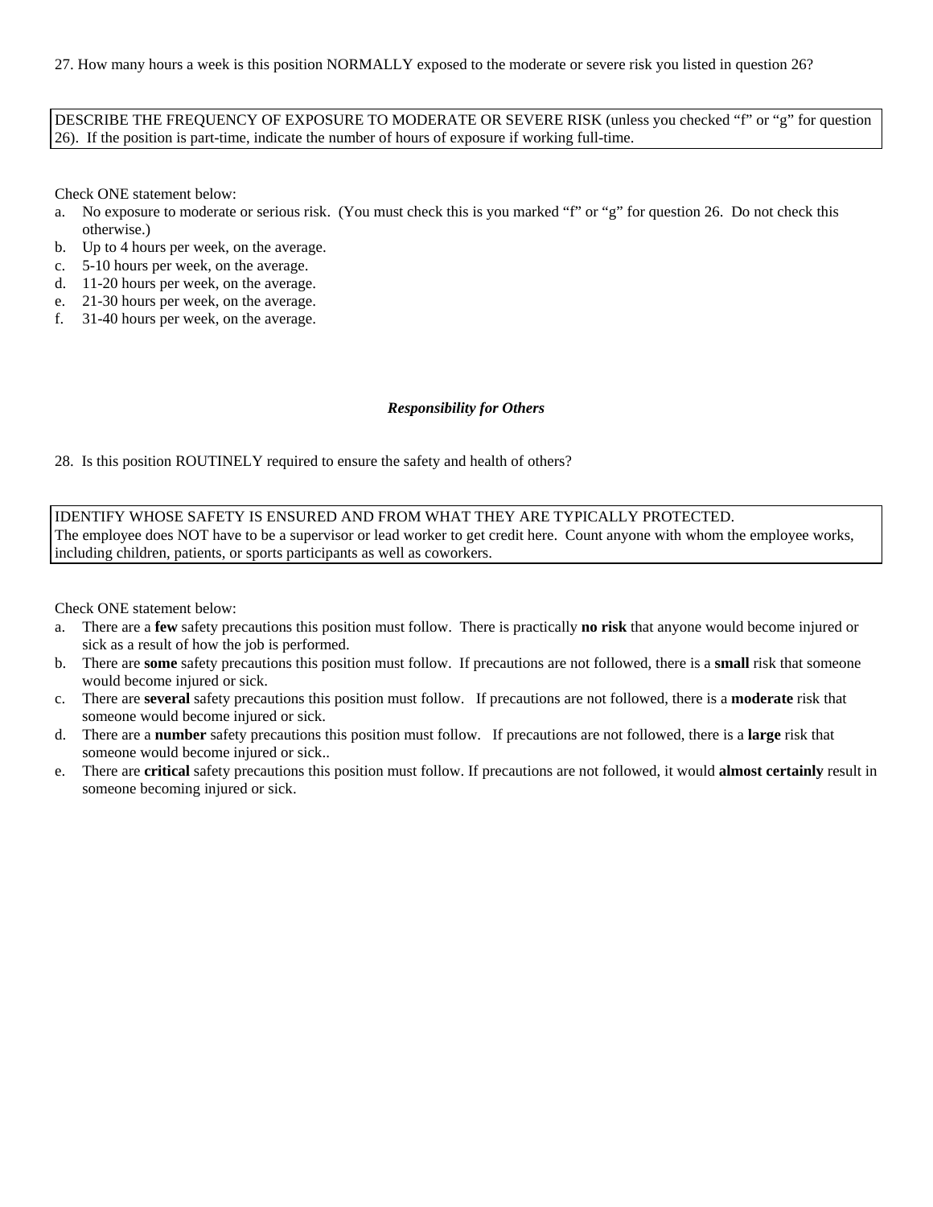27. How many hours a week is this position NORMALLY exposed to the moderate or severe risk you listed in question 26?

| DESCRIBE THE FREQUENCY OF EXPOSURE TO MODERATE OR SEVERE RISK (unless you checked "f" or "g" for question 26). If the position is part-time, indicate the number of hours of exposure if working full-time. |
|---|

Check ONE statement below:

a. No exposure to moderate or serious risk. (You must check this is you marked "f" or "g" for question 26. Do not check this otherwise.)
b. Up to 4 hours per week, on the average.
c. 5-10 hours per week, on the average.
d. 11-20 hours per week, on the average.
e. 21-30 hours per week, on the average.
f. 31-40 hours per week, on the average.

### ***Responsibility for Others***

28. Is this position ROUTINELY required to ensure the safety and health of others?

| IDENTIFY WHOSE SAFETY IS ENSURED AND FROM WHAT THEY ARE TYPICALLY PROTECTED. The employee does NOT have to be a supervisor or lead worker to get credit here. Count anyone with whom the employee works, including children, patients, or sports participants as well as coworkers. |
|---|

Check ONE statement below:

a. There are a **few** safety precautions this position must follow. There is practically **no risk** that anyone would become injured or sick as a result of how the job is performed.
b. There are **some** safety precautions this position must follow. If precautions are not followed, there is a **small** risk that someone would become injured or sick.
c. There are **several** safety precautions this position must follow. If precautions are not followed, there is a **moderate** risk that someone would become injured or sick.
d. There are a **number** safety precautions this position must follow. If precautions are not followed, there is a **large** risk that someone would become injured or sick..
e. There are **critical** safety precautions this position must follow. If precautions are not followed, it would **almost certainly** result in someone becoming injured or sick.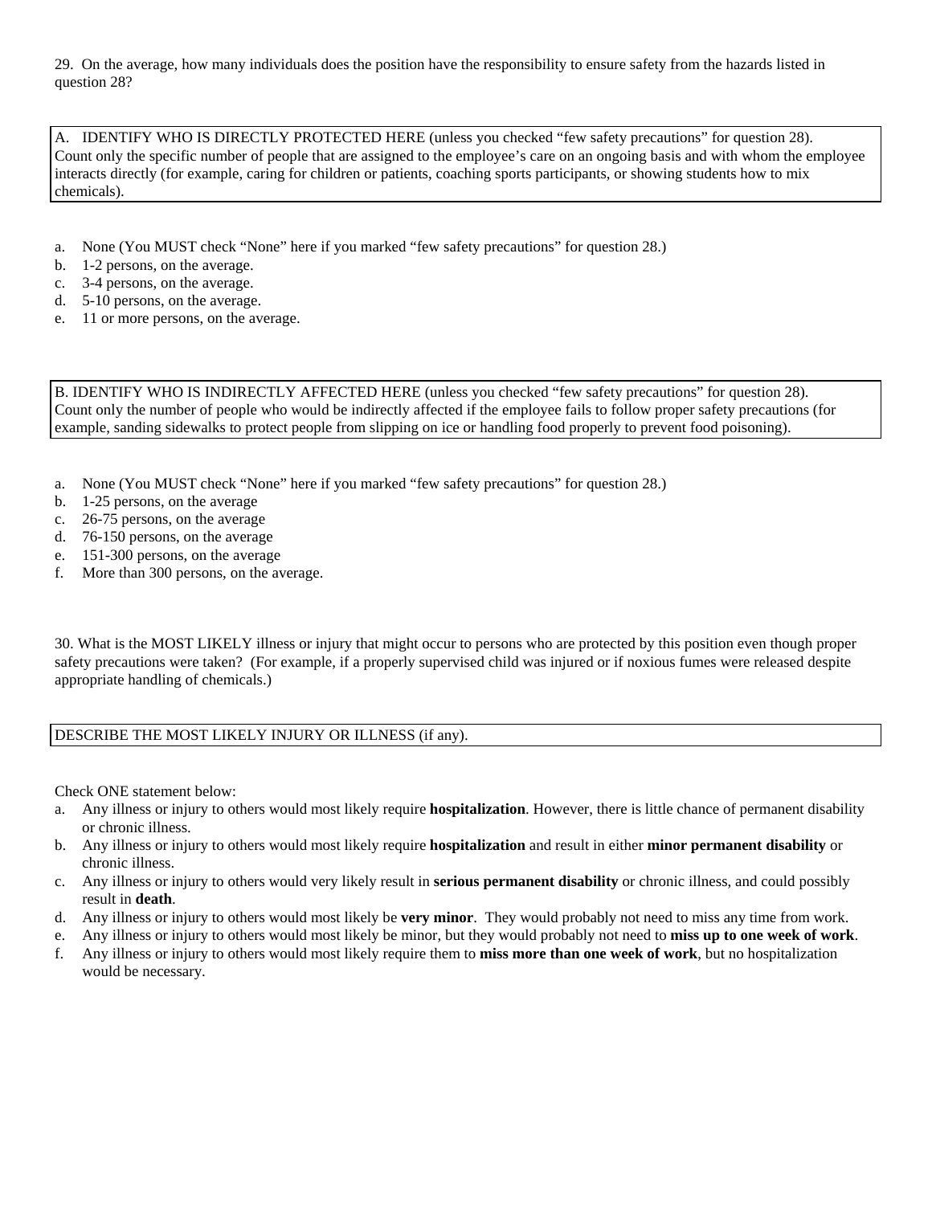29. On the average, how many individuals does the position have the responsibility to ensure safety from the hazards listed in question 28?

A. IDENTIFY WHO IS DIRECTLY PROTECTED HERE (unless you checked "few safety precautions" for question 28). Count only the specific number of people that are assigned to the employee's care on an ongoing basis and with whom the employee interacts directly (for example, caring for children or patients, coaching sports participants, or showing students how to mix chemicals).

a. None (You MUST check "None" here if you marked "few safety precautions" for question 28.)
b. 1-2 persons, on the average.
c. 3-4 persons, on the average.
d. 5-10 persons, on the average.
e. 11 or more persons, on the average.

B. IDENTIFY WHO IS INDIRECTLY AFFECTED HERE (unless you checked "few safety precautions" for question 28). Count only the number of people who would be indirectly affected if the employee fails to follow proper safety precautions (for example, sanding sidewalks to protect people from slipping on ice or handling food properly to prevent food poisoning).

a. None (You MUST check "None" here if you marked "few safety precautions" for question 28.)
b. 1-25 persons, on the average
c. 26-75 persons, on the average
d. 76-150 persons, on the average
e. 151-300 persons, on the average
f. More than 300 persons, on the average.

30. What is the MOST LIKELY illness or injury that might occur to persons who are protected by this position even though proper safety precautions were taken? (For example, if a properly supervised child was injured or if noxious fumes were released despite appropriate handling of chemicals.)

DESCRIBE THE MOST LIKELY INJURY OR ILLNESS (if any).

Check ONE statement below:

a. Any illness or injury to others would most likely require **hospitalization**. However, there is little chance of permanent disability or chronic illness.
b. Any illness or injury to others would most likely require **hospitalization** and result in either **minor permanent disability** or chronic illness.
c. Any illness or injury to others would very likely result in **serious permanent disability** or chronic illness, and could possibly result in **death**.
d. Any illness or injury to others would most likely be **very minor**. They would probably not need to miss any time from work.
e. Any illness or injury to others would most likely be minor, but they would probably not need to **miss up to one week of work**.
f. Any illness or injury to others would most likely require them to **miss more than one week of work**, but no hospitalization would be necessary.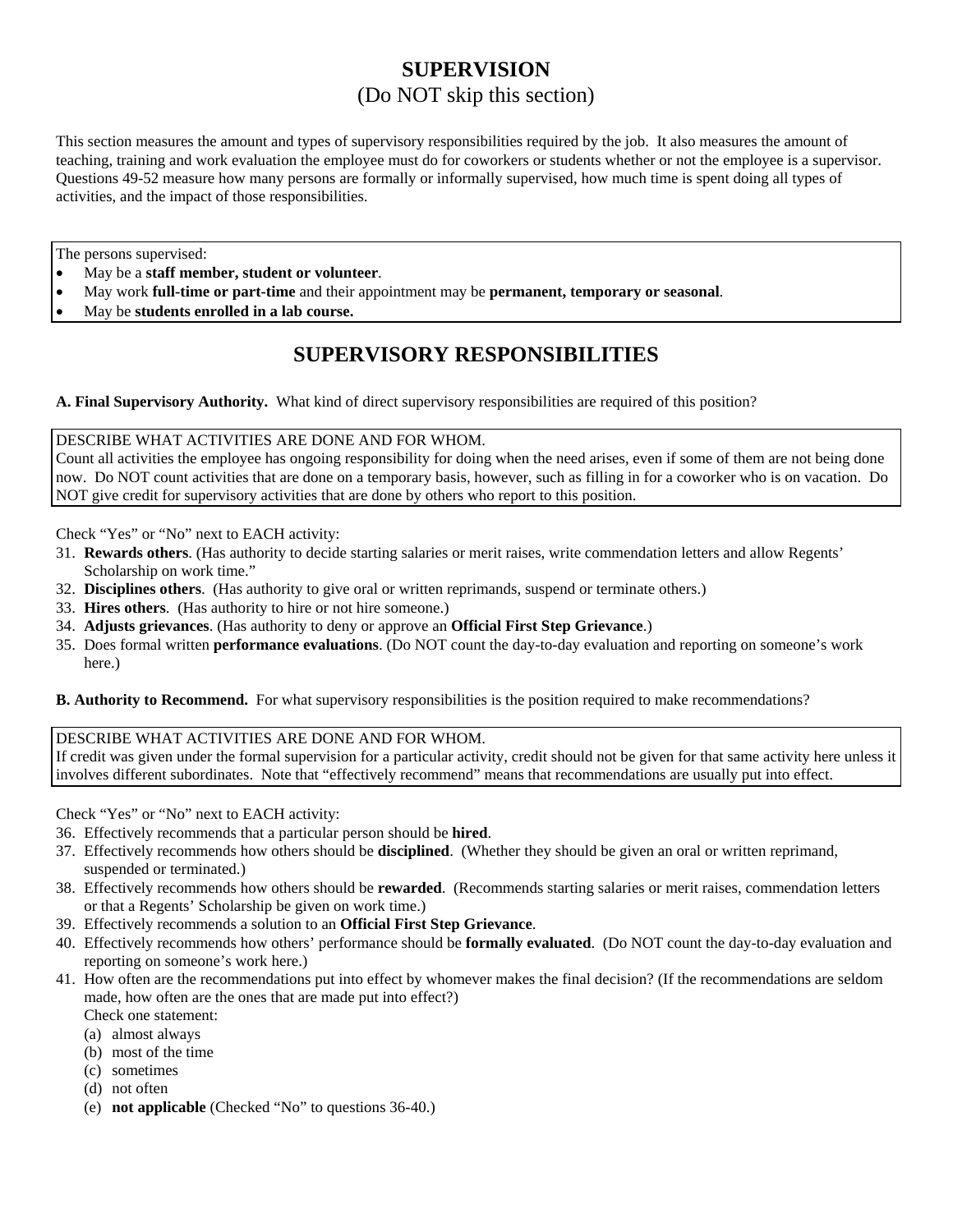# SUPERVISION

(Do NOT skip this section)

This section measures the amount and types of supervisory responsibilities required by the job. It also measures the amount of teaching, training and work evaluation the employee must do for coworkers or students whether or not the employee is a supervisor. Questions 49-52 measure how many persons are formally or informally supervised, how much time is spent doing all types of activities, and the impact of those responsibilities.

The persons supervised:

- May be a **staff member, student or volunteer**.
- May work **full-time or part-time** and their appointment may be **permanent, temporary or seasonal**.
- May be **students enrolled in a lab course.**

## SUPERVISORY RESPONSIBILITIES

**A. Final Supervisory Authority.** What kind of direct supervisory responsibilities are required of this position?

DESCRIBE WHAT ACTIVITIES ARE DONE AND FOR WHOM.
Count all activities the employee has ongoing responsibility for doing when the need arises, even if some of them are not being done now. Do NOT count activities that are done on a temporary basis, however, such as filling in for a coworker who is on vacation. Do NOT give credit for supervisory activities that are done by others who report to this position.

Check "Yes" or "No" next to EACH activity:

31. **Rewards others**. (Has authority to decide starting salaries or merit raises, write commendation letters and allow Regents' Scholarship on work time."
32. **Disciplines others**. (Has authority to give oral or written reprimands, suspend or terminate others.)
33. **Hires others**. (Has authority to hire or not hire someone.)
34. **Adjusts grievances**. (Has authority to deny or approve an **Official First Step Grievance**.)
35. Does formal written **performance evaluations**. (Do NOT count the day-to-day evaluation and reporting on someone's work here.)

**B. Authority to Recommend.** For what supervisory responsibilities is the position required to make recommendations?

DESCRIBE WHAT ACTIVITIES ARE DONE AND FOR WHOM.
If credit was given under the formal supervision for a particular activity, credit should not be given for that same activity here unless it involves different subordinates. Note that "effectively recommend" means that recommendations are usually put into effect.

Check "Yes" or "No" next to EACH activity:

36. Effectively recommends that a particular person should be **hired**.
37. Effectively recommends how others should be **disciplined**. (Whether they should be given an oral or written reprimand, suspended or terminated.)
38. Effectively recommends how others should be **rewarded**. (Recommends starting salaries or merit raises, commendation letters or that a Regents' Scholarship be given on work time.)
39. Effectively recommends a solution to an **Official First Step Grievance**.
40. Effectively recommends how others' performance should be **formally evaluated**. (Do NOT count the day-to-day evaluation and reporting on someone's work here.)
41. How often are the recommendations put into effect by whomever makes the final decision? (If the recommendations are seldom made, how often are the ones that are made put into effect?)
    Check one statement:
    (a) almost always
    (b) most of the time
    (c) sometimes
    (d) not often
    (e) **not applicable** (Checked "No" to questions 36-40.)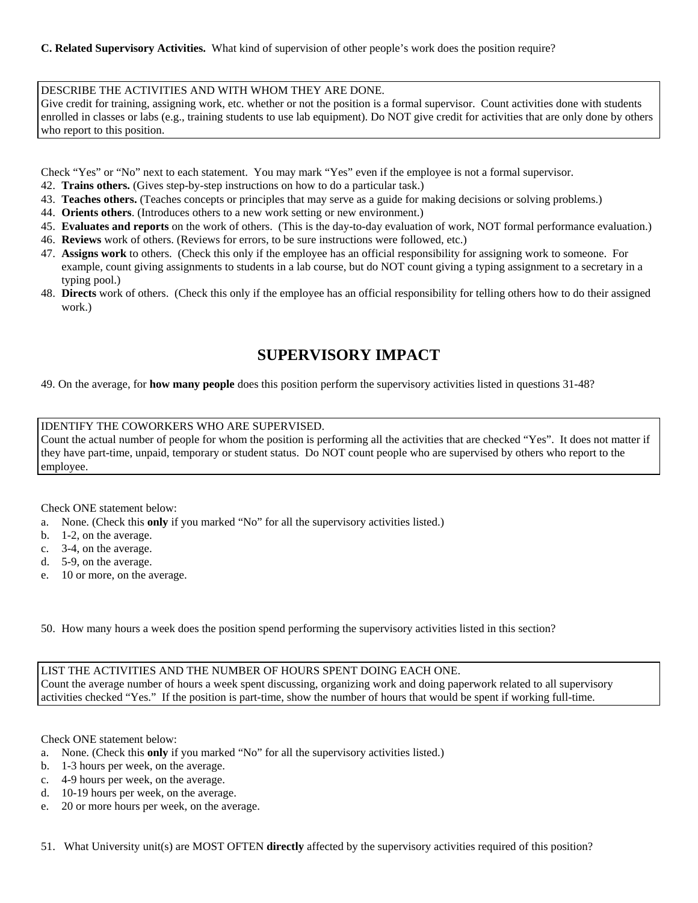**C. Related Supervisory Activities.** What kind of supervision of other people's work does the position require?

| DESCRIBE THE ACTIVITIES AND WITH WHOM THEY ARE DONE. Give credit for training, assigning work, etc. whether or not the position is a formal supervisor. Count activities done with students enrolled in classes or labs (e.g., training students to use lab equipment). Do NOT give credit for activities that are only done by others who report to this position. |
|---|

Check "Yes" or "No" next to each statement. You may mark "Yes" even if the employee is not a formal supervisor.

42. **Trains others.** (Gives step-by-step instructions on how to do a particular task.)
43. **Teaches others.** (Teaches concepts or principles that may serve as a guide for making decisions or solving problems.)
44. **Orients others**. (Introduces others to a new work setting or new environment.)
45. **Evaluates and reports** on the work of others. (This is the day-to-day evaluation of work, NOT formal performance evaluation.)
46. **Reviews** work of others. (Reviews for errors, to be sure instructions were followed, etc.)
47. **Assigns work** to others. (Check this only if the employee has an official responsibility for assigning work to someone. For example, count giving assignments to students in a lab course, but do NOT count giving a typing assignment to a secretary in a typing pool.)
48. **Directs** work of others. (Check this only if the employee has an official responsibility for telling others how to do their assigned work.)

## SUPERVISORY IMPACT

49. On the average, for **how many people** does this position perform the supervisory activities listed in questions 31-48?

| IDENTIFY THE COWORKERS WHO ARE SUPERVISED. Count the actual number of people for whom the position is performing all the activities that are checked "Yes". It does not matter if they have part-time, unpaid, temporary or student status. Do NOT count people who are supervised by others who report to the employee. |
|---|

Check ONE statement below:

a. None. (Check this **only** if you marked "No" for all the supervisory activities listed.)
b. 1-2, on the average.
c. 3-4, on the average.
d. 5-9, on the average.
e. 10 or more, on the average.

50. How many hours a week does the position spend performing the supervisory activities listed in this section?

| LIST THE ACTIVITIES AND THE NUMBER OF HOURS SPENT DOING EACH ONE. Count the average number of hours a week spent discussing, organizing work and doing paperwork related to all supervisory activities checked "Yes." If the position is part-time, show the number of hours that would be spent if working full-time. |
|---|

Check ONE statement below:

a. None. (Check this **only** if you marked "No" for all the supervisory activities listed.)
b. 1-3 hours per week, on the average.
c. 4-9 hours per week, on the average.
d. 10-19 hours per week, on the average.
e. 20 or more hours per week, on the average.

51. What University unit(s) are MOST OFTEN **directly** affected by the supervisory activities required of this position?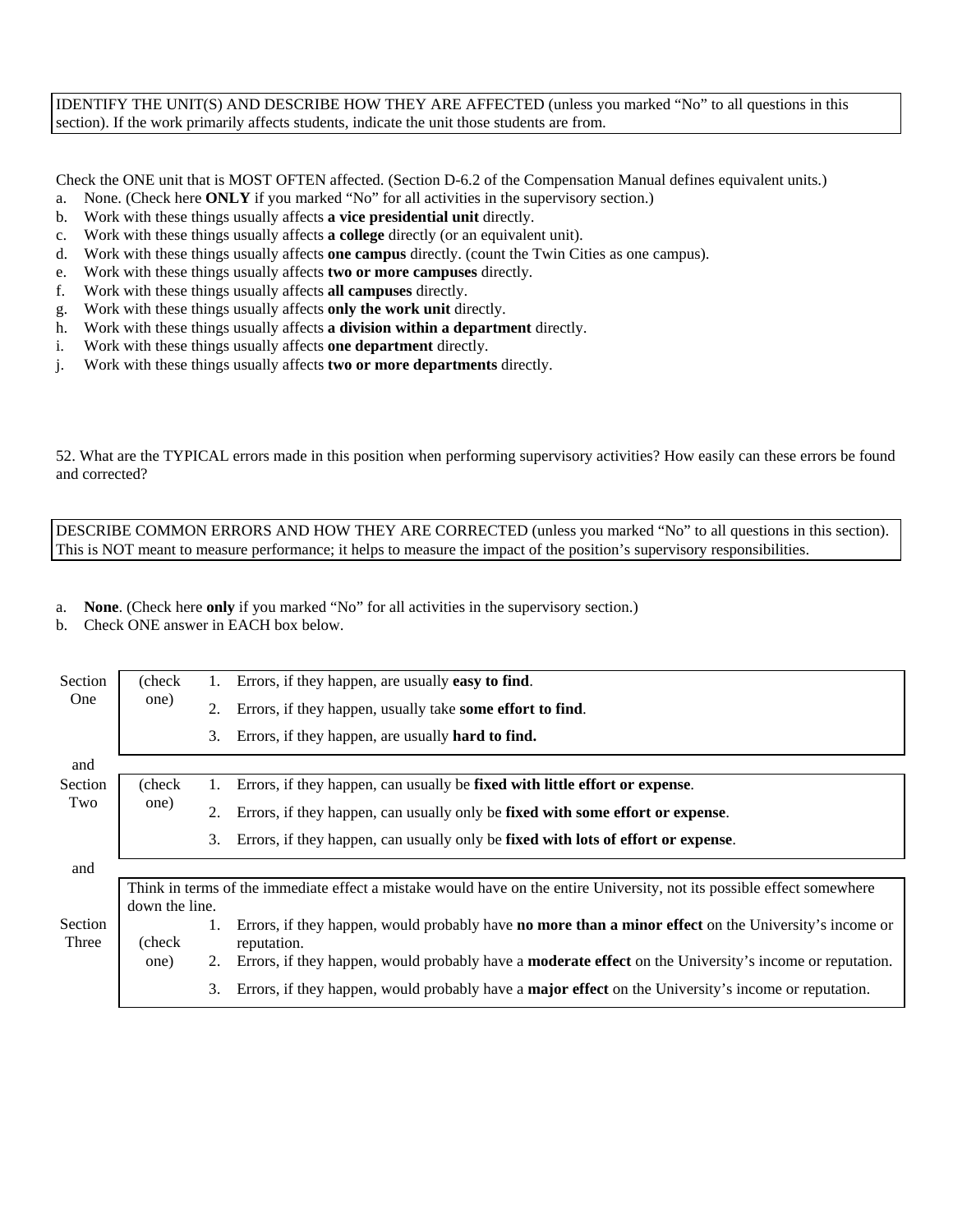IDENTIFY THE UNIT(S) AND DESCRIBE HOW THEY ARE AFFECTED (unless you marked "No" to all questions in this section). If the work primarily affects students, indicate the unit those students are from.

Check the ONE unit that is MOST OFTEN affected. (Section D-6.2 of the Compensation Manual defines equivalent units.)

a. None. (Check here **ONLY** if you marked "No" for all activities in the supervisory section.)
b. Work with these things usually affects **a vice presidential unit** directly.
c. Work with these things usually affects **a college** directly (or an equivalent unit).
d. Work with these things usually affects **one campus** directly. (count the Twin Cities as one campus).
e. Work with these things usually affects **two or more campuses** directly.
f. Work with these things usually affects **all campuses** directly.
g. Work with these things usually affects **only the work unit** directly.
h. Work with these things usually affects **a division within a department** directly.
i. Work with these things usually affects **one department** directly.
j. Work with these things usually affects **two or more departments** directly.

52. What are the TYPICAL errors made in this position when performing supervisory activities? How easily can these errors be found and corrected?

DESCRIBE COMMON ERRORS AND HOW THEY ARE CORRECTED (unless you marked "No" to all questions in this section). This is NOT meant to measure performance; it helps to measure the impact of the position's supervisory responsibilities.

a. **None**. (Check here **only** if you marked "No" for all activities in the supervisory section.)
b. Check ONE answer in EACH box below.

Section One (check one)

1. Errors, if they happen, are usually **easy to find**.
2. Errors, if they happen, usually take **some effort to find**.
3. Errors, if they happen, are usually **hard to find.**

and

Section Two (check one)

1. Errors, if they happen, can usually be **fixed with little effort or expense**.
2. Errors, if they happen, can usually only be **fixed with some effort or expense**.
3. Errors, if they happen, can usually only be **fixed with lots of effort or expense**.

and

Section Three (check one)

Think in terms of the immediate effect a mistake would have on the entire University, not its possible effect somewhere down the line.

1. Errors, if they happen, would probably have **no more than a minor effect** on the University's income or reputation.
2. Errors, if they happen, would probably have a **moderate effect** on the University's income or reputation.
3. Errors, if they happen, would probably have a **major effect** on the University's income or reputation.